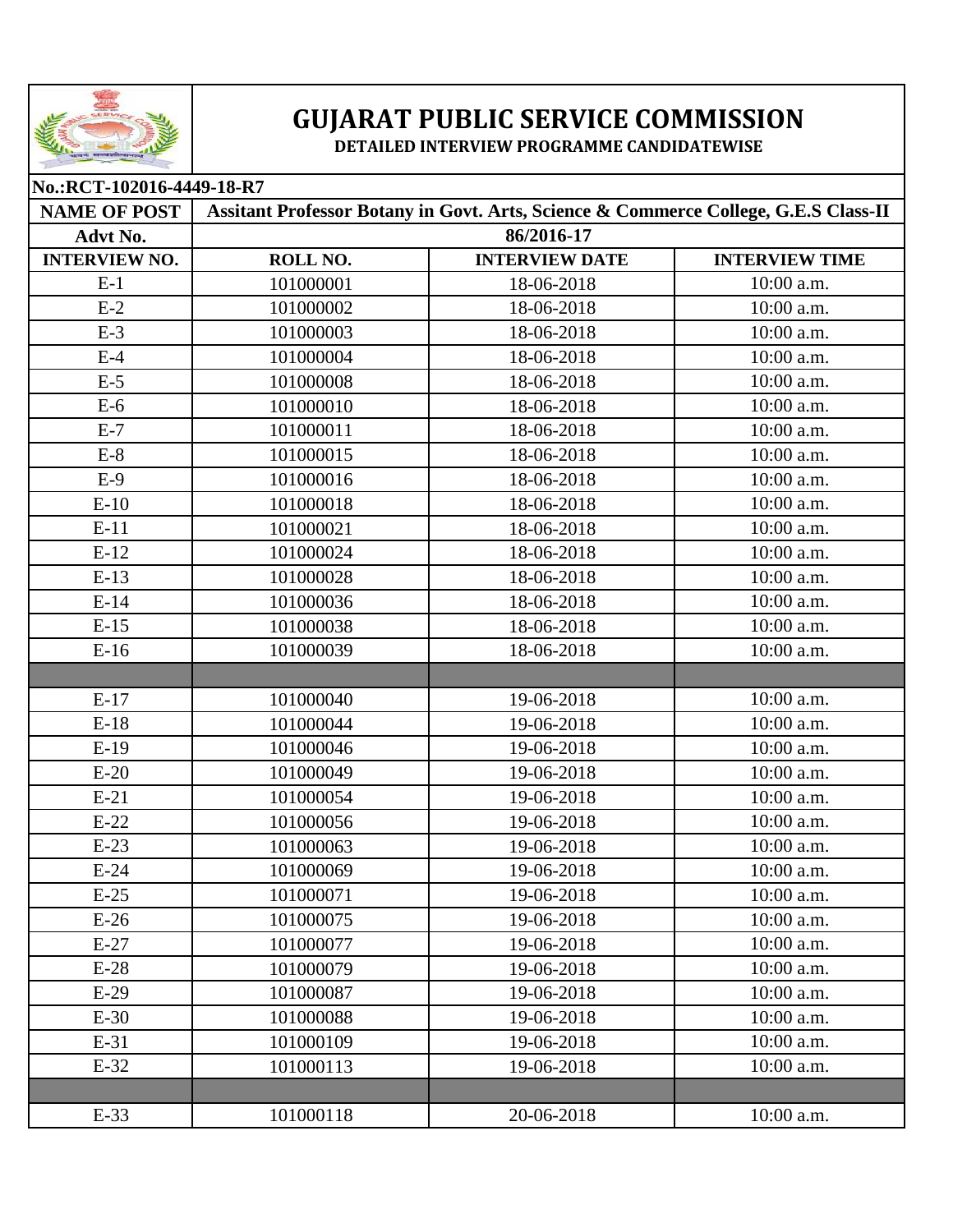# GUJARAT PUBLIC SERVICE COMMISSION

**DETAILED INTERVIEW PROGRAMME CANDIDATEWISE**

**No.:RCT-102016-4449-18-R7**

| **NAME OF POST** | **Assitant Professor Botany in Govt. Arts, Science & Commerce College, G.E.S Class-II** | | |
|---|---|---|---|
| **Advt No.** | **86/2016-17** | | |
| **INTERVIEW NO.** | **ROLL NO.** | **INTERVIEW DATE** | **INTERVIEW TIME** |
| E-1 | 101000001 | 18-06-2018 | 10:00 a.m. |
| E-2 | 101000002 | 18-06-2018 | 10:00 a.m. |
| E-3 | 101000003 | 18-06-2018 | 10:00 a.m. |
| E-4 | 101000004 | 18-06-2018 | 10:00 a.m. |
| E-5 | 101000008 | 18-06-2018 | 10:00 a.m. |
| E-6 | 101000010 | 18-06-2018 | 10:00 a.m. |
| E-7 | 101000011 | 18-06-2018 | 10:00 a.m. |
| E-8 | 101000015 | 18-06-2018 | 10:00 a.m. |
| E-9 | 101000016 | 18-06-2018 | 10:00 a.m. |
| E-10 | 101000018 | 18-06-2018 | 10:00 a.m. |
| E-11 | 101000021 | 18-06-2018 | 10:00 a.m. |
| E-12 | 101000024 | 18-06-2018 | 10:00 a.m. |
| E-13 | 101000028 | 18-06-2018 | 10:00 a.m. |
| E-14 | 101000036 | 18-06-2018 | 10:00 a.m. |
| E-15 | 101000038 | 18-06-2018 | 10:00 a.m. |
| E-16 | 101000039 | 18-06-2018 | 10:00 a.m. |
| | | | |
| E-17 | 101000040 | 19-06-2018 | 10:00 a.m. |
| E-18 | 101000044 | 19-06-2018 | 10:00 a.m. |
| E-19 | 101000046 | 19-06-2018 | 10:00 a.m. |
| E-20 | 101000049 | 19-06-2018 | 10:00 a.m. |
| E-21 | 101000054 | 19-06-2018 | 10:00 a.m. |
| E-22 | 101000056 | 19-06-2018 | 10:00 a.m. |
| E-23 | 101000063 | 19-06-2018 | 10:00 a.m. |
| E-24 | 101000069 | 19-06-2018 | 10:00 a.m. |
| E-25 | 101000071 | 19-06-2018 | 10:00 a.m. |
| E-26 | 101000075 | 19-06-2018 | 10:00 a.m. |
| E-27 | 101000077 | 19-06-2018 | 10:00 a.m. |
| E-28 | 101000079 | 19-06-2018 | 10:00 a.m. |
| E-29 | 101000087 | 19-06-2018 | 10:00 a.m. |
| E-30 | 101000088 | 19-06-2018 | 10:00 a.m. |
| E-31 | 101000109 | 19-06-2018 | 10:00 a.m. |
| E-32 | 101000113 | 19-06-2018 | 10:00 a.m. |
| | | | |
| E-33 | 101000118 | 20-06-2018 | 10:00 a.m. |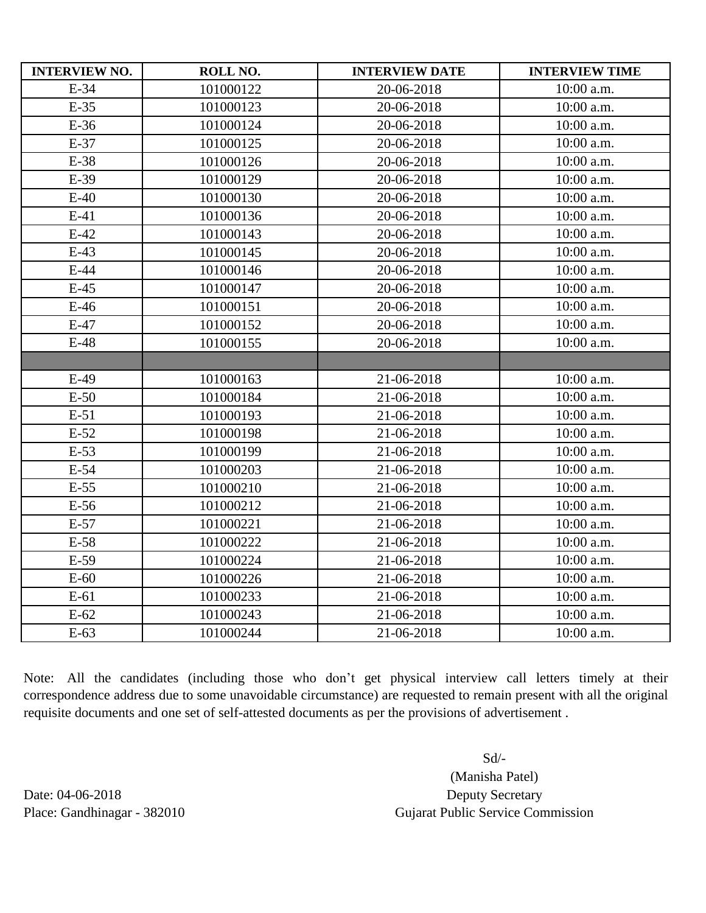| INTERVIEW NO. | ROLL NO. | INTERVIEW DATE | INTERVIEW TIME |
|---|---|---|---|
| E-34 | 101000122 | 20-06-2018 | 10:00 a.m. |
| E-35 | 101000123 | 20-06-2018 | 10:00 a.m. |
| E-36 | 101000124 | 20-06-2018 | 10:00 a.m. |
| E-37 | 101000125 | 20-06-2018 | 10:00 a.m. |
| E-38 | 101000126 | 20-06-2018 | 10:00 a.m. |
| E-39 | 101000129 | 20-06-2018 | 10:00 a.m. |
| E-40 | 101000130 | 20-06-2018 | 10:00 a.m. |
| E-41 | 101000136 | 20-06-2018 | 10:00 a.m. |
| E-42 | 101000143 | 20-06-2018 | 10:00 a.m. |
| E-43 | 101000145 | 20-06-2018 | 10:00 a.m. |
| E-44 | 101000146 | 20-06-2018 | 10:00 a.m. |
| E-45 | 101000147 | 20-06-2018 | 10:00 a.m. |
| E-46 | 101000151 | 20-06-2018 | 10:00 a.m. |
| E-47 | 101000152 | 20-06-2018 | 10:00 a.m. |
| E-48 | 101000155 | 20-06-2018 | 10:00 a.m. |
| | | | |
| E-49 | 101000163 | 21-06-2018 | 10:00 a.m. |
| E-50 | 101000184 | 21-06-2018 | 10:00 a.m. |
| E-51 | 101000193 | 21-06-2018 | 10:00 a.m. |
| E-52 | 101000198 | 21-06-2018 | 10:00 a.m. |
| E-53 | 101000199 | 21-06-2018 | 10:00 a.m. |
| E-54 | 101000203 | 21-06-2018 | 10:00 a.m. |
| E-55 | 101000210 | 21-06-2018 | 10:00 a.m. |
| E-56 | 101000212 | 21-06-2018 | 10:00 a.m. |
| E-57 | 101000221 | 21-06-2018 | 10:00 a.m. |
| E-58 | 101000222 | 21-06-2018 | 10:00 a.m. |
| E-59 | 101000224 | 21-06-2018 | 10:00 a.m. |
| E-60 | 101000226 | 21-06-2018 | 10:00 a.m. |
| E-61 | 101000233 | 21-06-2018 | 10:00 a.m. |
| E-62 | 101000243 | 21-06-2018 | 10:00 a.m. |
| E-63 | 101000244 | 21-06-2018 | 10:00 a.m. |

Note: All the candidates (including those who don't get physical interview call letters timely at their correspondence address due to some unavoidable circumstance) are requested to remain present with all the original requisite documents and one set of self-attested documents as per the provisions of advertisement .

Sd/-
(Manisha Patel)
Deputy Secretary
Gujarat Public Service Commission

Date: 04-06-2018
Place: Gandhinagar - 382010